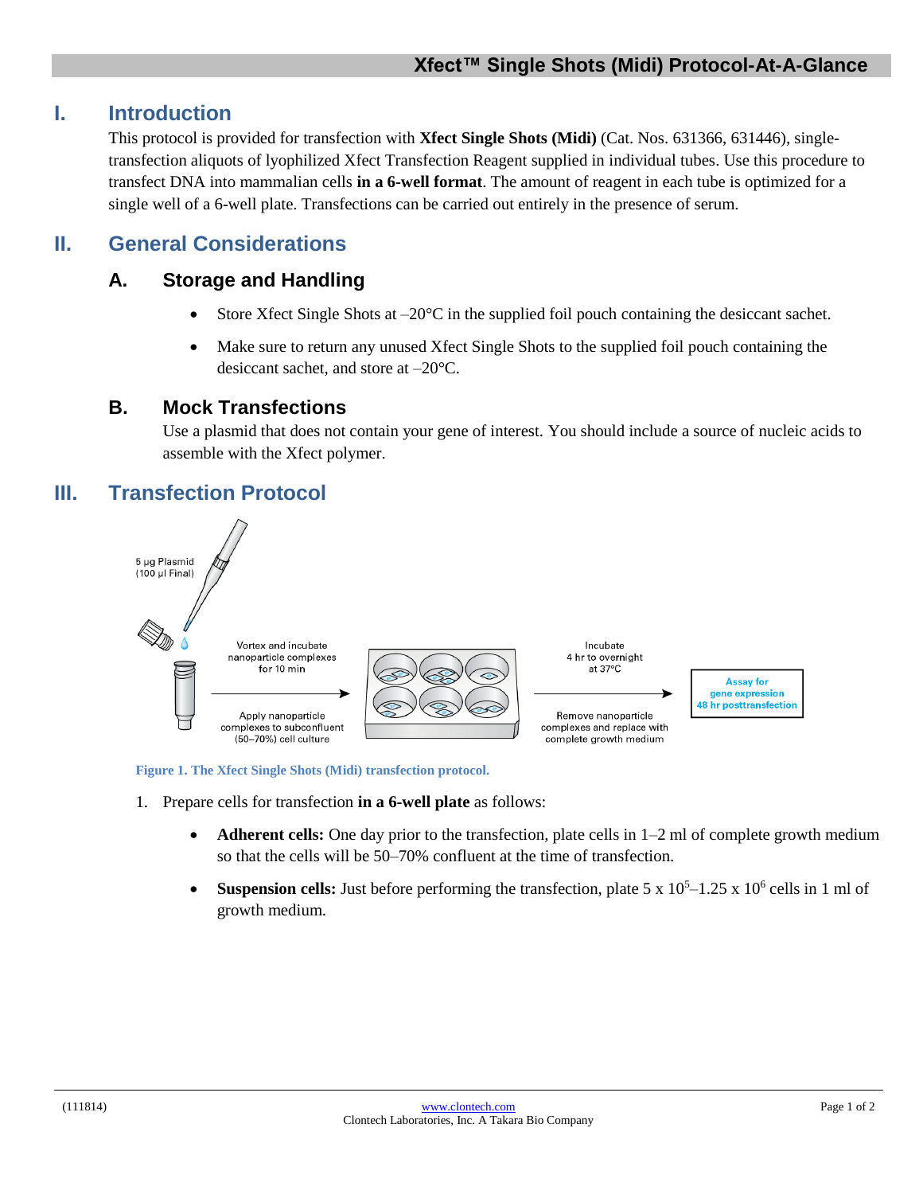# Xfect™ Single Shots (Midi) Protocol-At-A-Glance

## I. Introduction

This protocol is provided for transfection with **Xfect Single Shots (Midi)** (Cat. Nos. 631366, 631446), single-transfection aliquots of lyophilized Xfect Transfection Reagent supplied in individual tubes. Use this procedure to transfect DNA into mammalian cells **in a 6-well format**. The amount of reagent in each tube is optimized for a single well of a 6-well plate. Transfections can be carried out entirely in the presence of serum.

## II. General Considerations

### A. Storage and Handling

- Store Xfect Single Shots at –20°C in the supplied foil pouch containing the desiccant sachet.
- Make sure to return any unused Xfect Single Shots to the supplied foil pouch containing the desiccant sachet, and store at –20°C.

### B. Mock Transfections

Use a plasmid that does not contain your gene of interest. You should include a source of nucleic acids to assemble with the Xfect polymer.

## III. Transfection Protocol

5 µg Plasmid (100 µl Final)

Vortex and incubate nanoparticle complexes for 10 min

Apply nanoparticle complexes to subconfluent (50–70%) cell culture

Incubate 4 hr to overnight at 37°C

Remove nanoparticle complexes and replace with complete growth medium

Assay for gene expression 48 hr posttransfection

**Figure 1. The Xfect Single Shots (Midi) transfection protocol.**

1. Prepare cells for transfection **in a 6-well plate** as follows:
   - **Adherent cells:** One day prior to the transfection, plate cells in 1–2 ml of complete growth medium so that the cells will be 50–70% confluent at the time of transfection.
   - **Suspension cells:** Just before performing the transfection, plate $5 \times 10^5$–$1.25 \times 10^6$ cells in 1 ml of growth medium.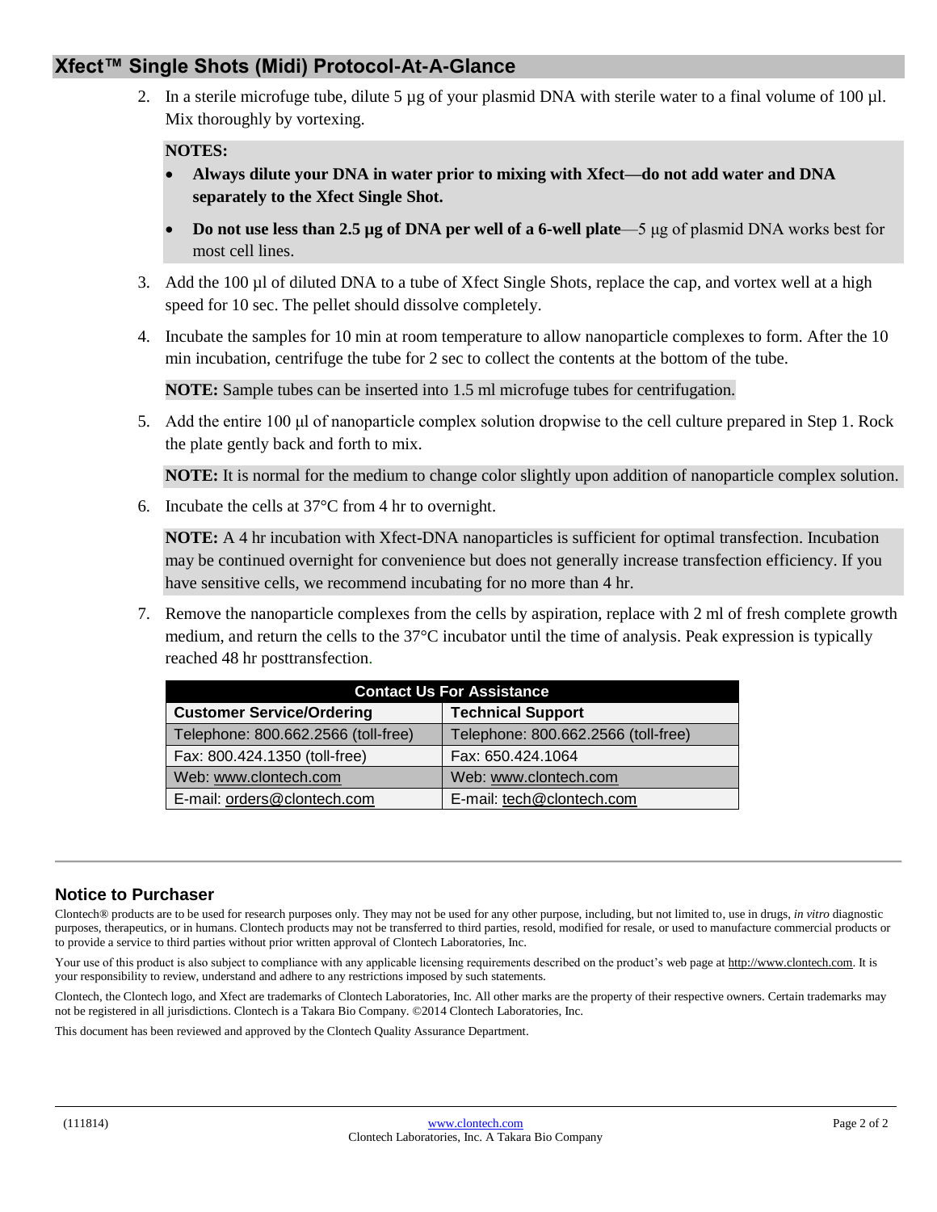## Xfect™ Single Shots (Midi) Protocol-At-A-Glance

2. In a sterile microfuge tube, dilute 5 µg of your plasmid DNA with sterile water to a final volume of 100 µl. Mix thoroughly by vortexing.

   **NOTES:**
   - **Always dilute your DNA in water prior to mixing with Xfect—do not add water and DNA separately to the Xfect Single Shot.**
   - **Do not use less than 2.5 µg of DNA per well of a 6-well plate**—5 µg of plasmid DNA works best for most cell lines.

3. Add the 100 µl of diluted DNA to a tube of Xfect Single Shots, replace the cap, and vortex well at a high speed for 10 sec. The pellet should dissolve completely.

4. Incubate the samples for 10 min at room temperature to allow nanoparticle complexes to form. After the 10 min incubation, centrifuge the tube for 2 sec to collect the contents at the bottom of the tube.

   **NOTE:** Sample tubes can be inserted into 1.5 ml microfuge tubes for centrifugation.

5. Add the entire 100 µl of nanoparticle complex solution dropwise to the cell culture prepared in Step 1. Rock the plate gently back and forth to mix.

   **NOTE:** It is normal for the medium to change color slightly upon addition of nanoparticle complex solution.

6. Incubate the cells at 37°C from 4 hr to overnight.

   **NOTE:** A 4 hr incubation with Xfect-DNA nanoparticles is sufficient for optimal transfection. Incubation may be continued overnight for convenience but does not generally increase transfection efficiency. If you have sensitive cells, we recommend incubating for no more than 4 hr.

7. Remove the nanoparticle complexes from the cells by aspiration, replace with 2 ml of fresh complete growth medium, and return the cells to the 37°C incubator until the time of analysis. Peak expression is typically reached 48 hr posttransfection.

| Contact Us For Assistance | |
|---|---|
| **Customer Service/Ordering** | **Technical Support** |
| Telephone: 800.662.2566 (toll-free) | Telephone: 800.662.2566 (toll-free) |
| Fax: 800.424.1350 (toll-free) | Fax: 650.424.1064 |
| Web: www.clontech.com | Web: www.clontech.com |
| E-mail: orders@clontech.com | E-mail: tech@clontech.com |

## Notice to Purchaser

Clontech® products are to be used for research purposes only. They may not be used for any other purpose, including, but not limited to, use in drugs, *in vitro* diagnostic purposes, therapeutics, or in humans. Clontech products may not be transferred to third parties, resold, modified for resale, or used to manufacture commercial products or to provide a service to third parties without prior written approval of Clontech Laboratories, Inc.

Your use of this product is also subject to compliance with any applicable licensing requirements described on the product's web page at http://www.clontech.com. It is your responsibility to review, understand and adhere to any restrictions imposed by such statements.

Clontech, the Clontech logo, and Xfect are trademarks of Clontech Laboratories, Inc. All other marks are the property of their respective owners. Certain trademarks may not be registered in all jurisdictions. Clontech is a Takara Bio Company. ©2014 Clontech Laboratories, Inc.

This document has been reviewed and approved by the Clontech Quality Assurance Department.